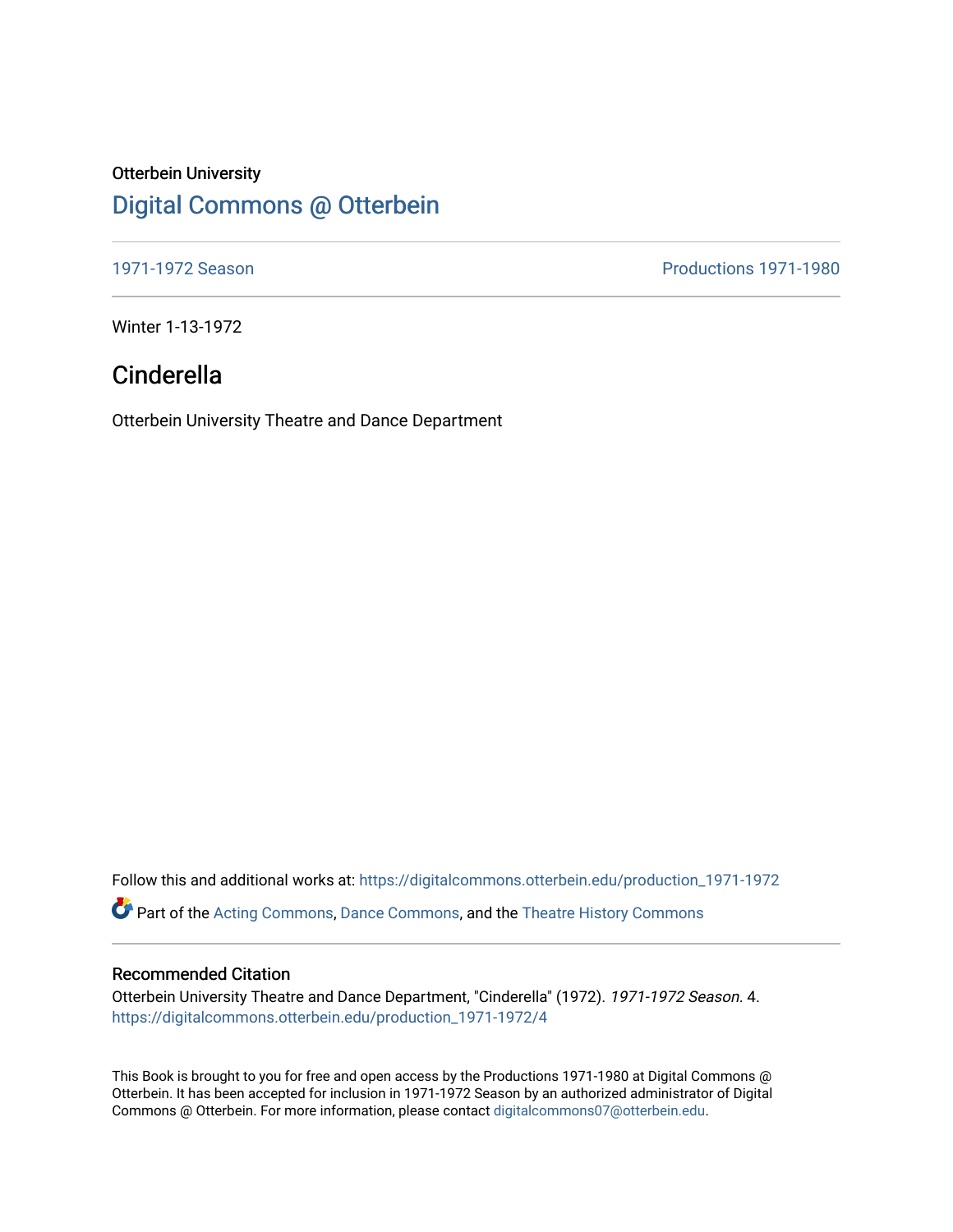Otterbein University

## Digital Commons @ Otterbein

1971-1972 Season

Productions 1971-1980

Winter 1-13-1972

# Cinderella

Otterbein University Theatre and Dance Department

Follow this and additional works at: https://digitalcommons.otterbein.edu/production_1971-1972

Part of the Acting Commons, Dance Commons, and the Theatre History Commons

### Recommended Citation

Otterbein University Theatre and Dance Department, "Cinderella" (1972). *1971-1972 Season*. 4.
https://digitalcommons.otterbein.edu/production_1971-1972/4

This Book is brought to you for free and open access by the Productions 1971-1980 at Digital Commons @ Otterbein. It has been accepted for inclusion in 1971-1972 Season by an authorized administrator of Digital Commons @ Otterbein. For more information, please contact digitalcommons07@otterbein.edu.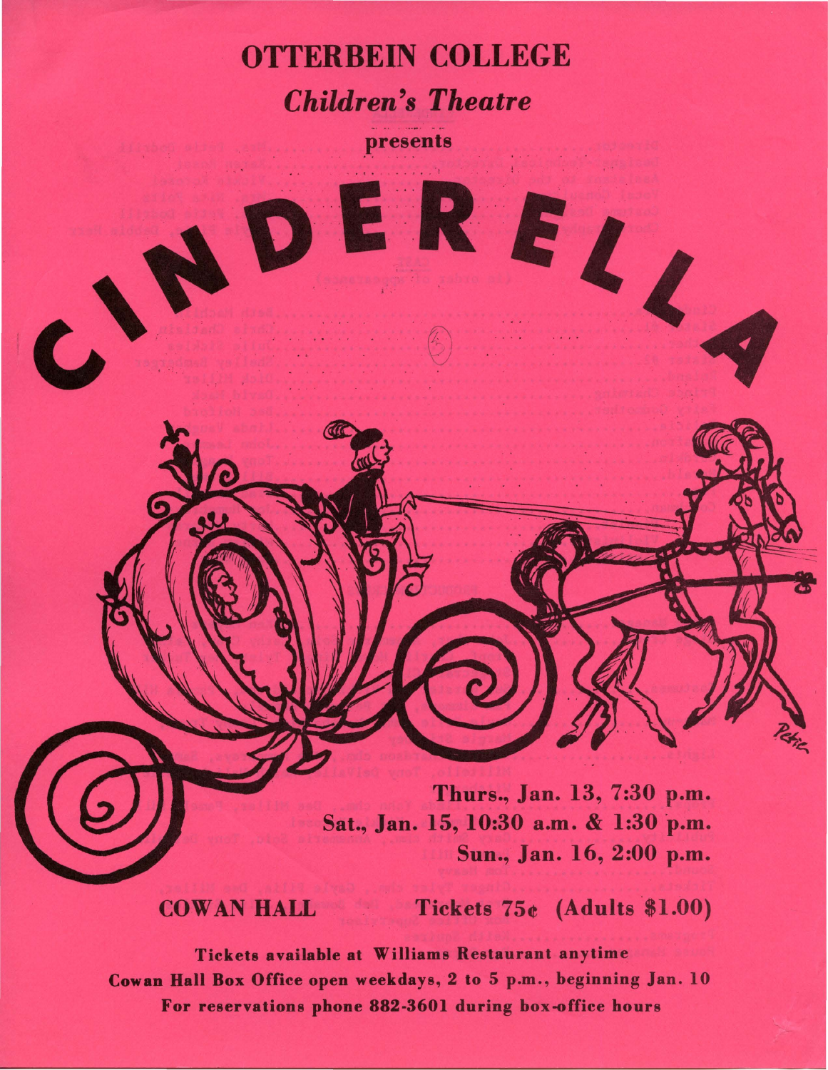# OTTERBEIN COLLEGE

## *Children's Theatre*

**presents**

# CINDERELLA

**Thurs., Jan. 13, 7:30 p.m.**
**Sat., Jan. 15, 10:30 a.m. & 1:30 p.m.**
**Sun., Jan. 16, 2:00 p.m.**

**COWAN HALL** **Tickets 75¢ (Adults $1.00)**

**Tickets available at Williams Restaurant anytime**
**Cowan Hall Box Office open weekdays, 2 to 5 p.m., beginning Jan. 10**
**For reservations phone 882-3601 during box-office hours**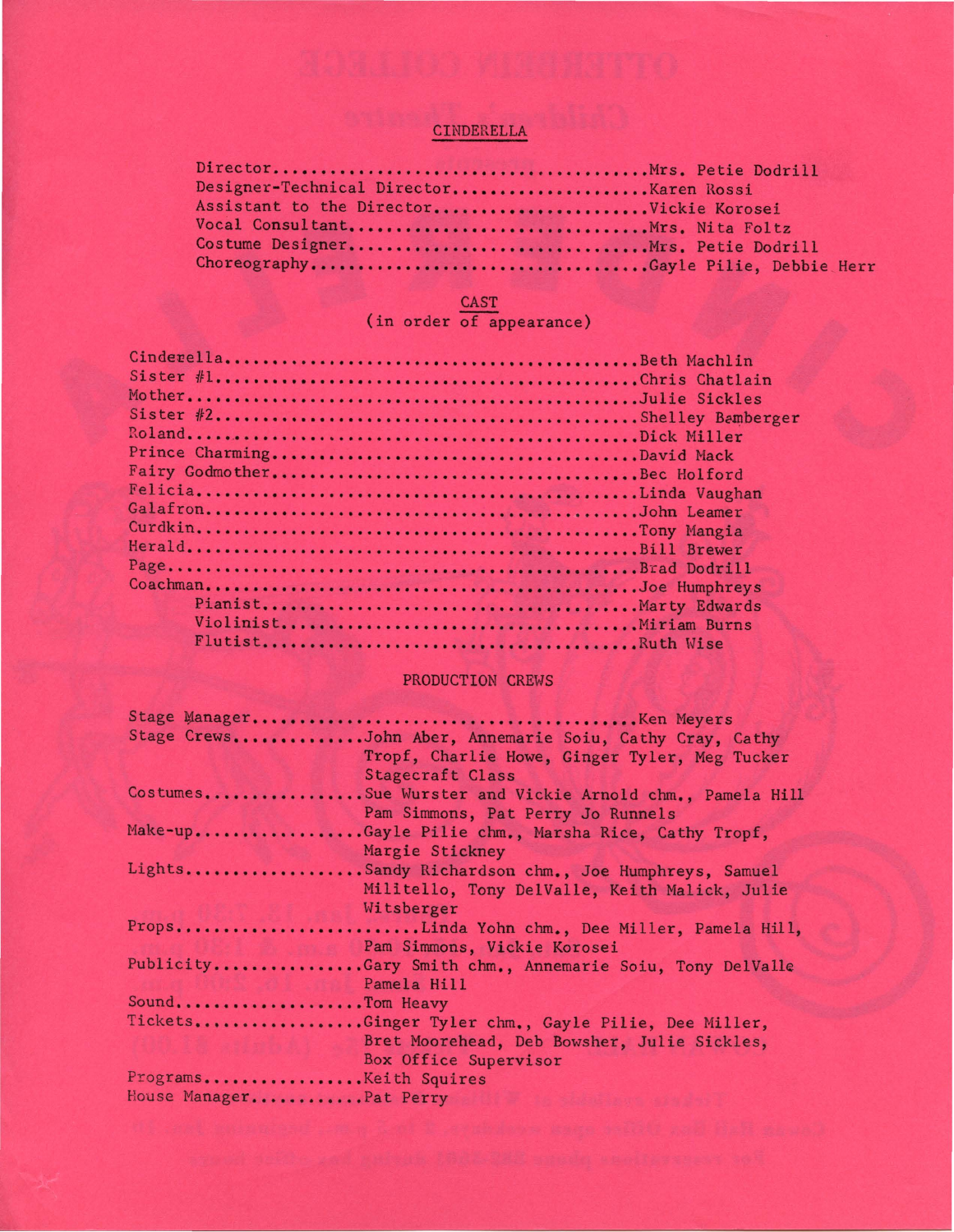## CINDERELLA

Director......................................Mrs. Petie Dodrill
Designer-Technical Director...................Karen Rossi
Assistant to the Director.....................Vickie Korosei
Vocal Consultant..............................Mrs. Nita Foltz
Costume Designer..............................Mrs. Petie Dodrill
Choreography..................................Gayle Pilie, Debbie Herr

### CAST
(in order of appearance)

Cinderella........................................Beth Machlin
Sister #1.........................................Chris Chatlain
Mother............................................Julie Sickles
Sister #2.........................................Shelley Bamberger
Roland............................................Dick Miller
Prince Charming...................................David Mack
Fairy Godmother...................................Bec Holford
Felicia...........................................Linda Vaughan
Galafron..........................................John Leamer
Curdkin...........................................Tony Mangia
Herald............................................Bill Brewer
Page..............................................Brad Dodrill
Coachman..........................................Joe Humphreys
Pianist...........................................Marty Edwards
Violinist.........................................Miriam Burns
Flutist...........................................Ruth Wise

### PRODUCTION CREWS

Stage Manager.....................................Ken Meyers
Stage Crews.............John Aber, Annemarie Soiu, Cathy Cray, Cathy Tropf, Charlie Howe, Ginger Tyler, Meg Tucker Stagecraft Class
Costumes................Sue Wurster and Vickie Arnold chm., Pamela Hill Pam Simmons, Pat Perry Jo Runnels
Make-up.................Gayle Pilie chm., Marsha Rice, Cathy Tropf, Margie Stickney
Lights..................Sandy Richardson chm., Joe Humphreys, Samuel Militello, Tony DelValle, Keith Malick, Julie Witsberger
Props...................Linda Yohn chm., Dee Miller, Pamela Hill, Pam Simmons, Vickie Korosei
Publicity...............Gary Smith chm., Annemarie Soiu, Tony DelValle Pamela Hill
Sound...................Tom Heavy
Tickets.................Ginger Tyler chm., Gayle Pilie, Dee Miller, Bret Moorehead, Deb Bowsher, Julie Sickles, Box Office Supervisor
Programs................Keith Squires
House Manager...........Pat Perry